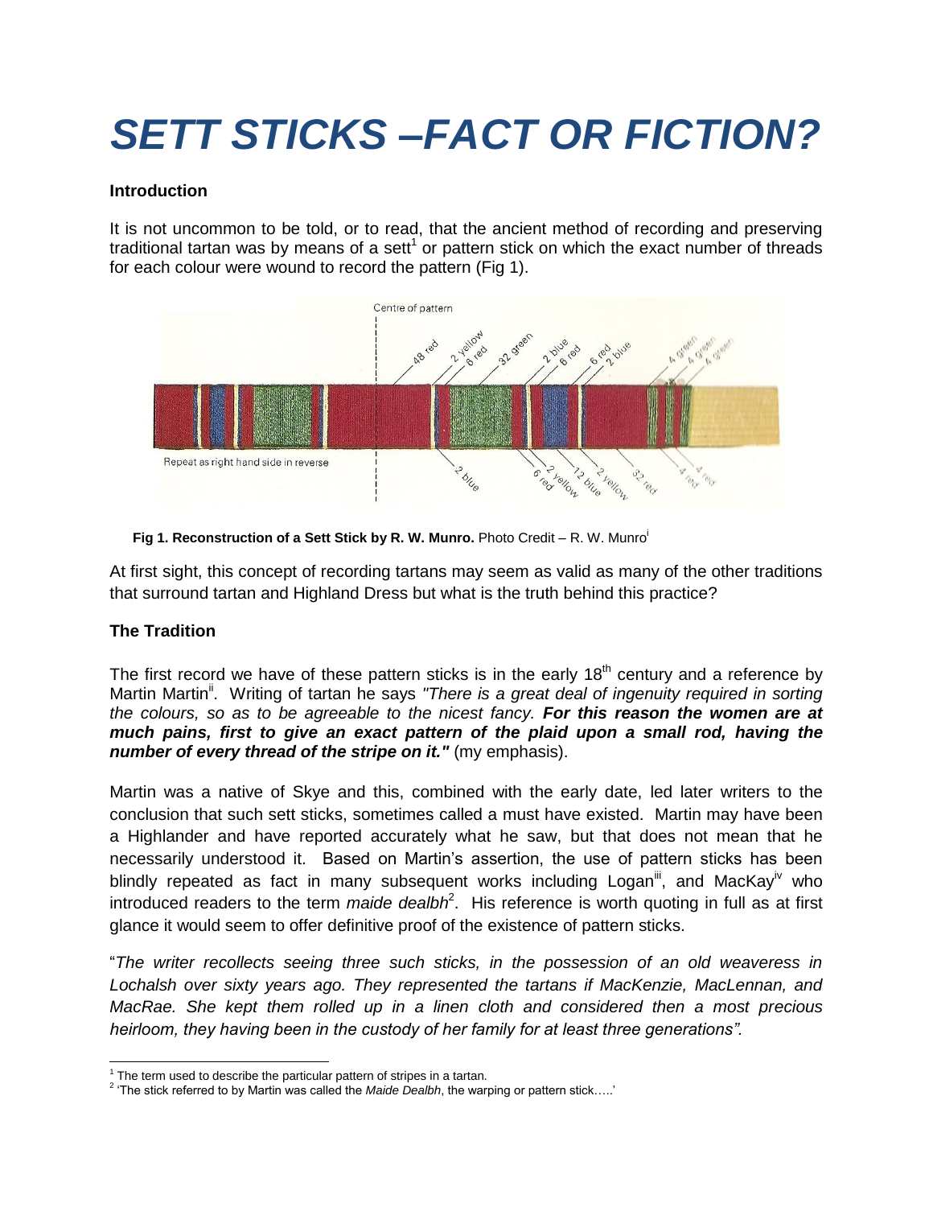# SETT STICKS –FACT OR FICTION?

**Introduction**

It is not uncommon to be told, or to read, that the ancient method of recording and preserving traditional tartan was by means of a sett[1] or pattern stick on which the exact number of threads for each colour were wound to record the pattern (Fig 1).

**Fig 1. Reconstruction of a Sett Stick by R. W. Munro.** Photo Credit – R. W. Munro[i]

At first sight, this concept of recording tartans may seem as valid as many of the other traditions that surround tartan and Highland Dress but what is the truth behind this practice?

**The Tradition**

The first record we have of these pattern sticks is in the early 18th century and a reference by Martin Martin[ii]. Writing of tartan he says *"There is a great deal of ingenuity required in sorting the colours, so as to be agreeable to the nicest fancy.* ***For this reason the women are at much pains, first to give an exact pattern of the plaid upon a small rod, having the number of every thread of the stripe on it."*** (my emphasis).

Martin was a native of Skye and this, combined with the early date, led later writers to the conclusion that such sett sticks, sometimes called a must have existed. Martin may have been a Highlander and have reported accurately what he saw, but that does not mean that he necessarily understood it. Based on Martin's assertion, the use of pattern sticks has been blindly repeated as fact in many subsequent works including Logan[iii], and MacKay[iv] who introduced readers to the term *maide dealbh*[2]. His reference is worth quoting in full as at first glance it would seem to offer definitive proof of the existence of pattern sticks.

"*The writer recollects seeing three such sticks, in the possession of an old weaveress in Lochalsh over sixty years ago. They represented the tartans if MacKenzie, MacLennan, and MacRae. She kept them rolled up in a linen cloth and considered then a most precious heirloom, they having been in the custody of her family for at least three generations".*

---

[1] The term used to describe the particular pattern of stripes in a tartan.

[2] 'The stick referred to by Martin was called the *Maide Dealbh*, the warping or pattern stick…..'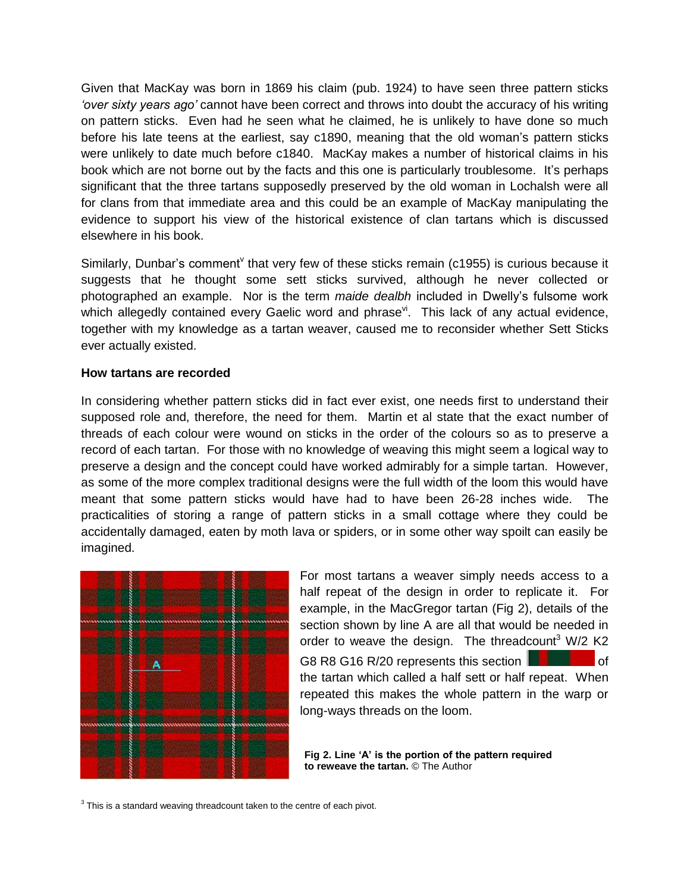Given that MacKay was born in 1869 his claim (pub. 1924) to have seen three pattern sticks *'over sixty years ago'* cannot have been correct and throws into doubt the accuracy of his writing on pattern sticks. Even had he seen what he claimed, he is unlikely to have done so much before his late teens at the earliest, say c1890, meaning that the old woman's pattern sticks were unlikely to date much before c1840. MacKay makes a number of historical claims in his book which are not borne out by the facts and this one is particularly troublesome. It's perhaps significant that the three tartans supposedly preserved by the old woman in Lochalsh were all for clans from that immediate area and this could be an example of MacKay manipulating the evidence to support his view of the historical existence of clan tartans which is discussed elsewhere in his book.

Similarly, Dunbar's comment[v] that very few of these sticks remain (c1955) is curious because it suggests that he thought some sett sticks survived, although he never collected or photographed an example. Nor is the term *maide dealbh* included in Dwelly's fulsome work which allegedly contained every Gaelic word and phrase[vi]. This lack of any actual evidence, together with my knowledge as a tartan weaver, caused me to reconsider whether Sett Sticks ever actually existed.

**How tartans are recorded**

In considering whether pattern sticks did in fact ever exist, one needs first to understand their supposed role and, therefore, the need for them. Martin et al state that the exact number of threads of each colour were wound on sticks in the order of the colours so as to preserve a record of each tartan. For those with no knowledge of weaving this might seem a logical way to preserve a design and the concept could have worked admirably for a simple tartan. However, as some of the more complex traditional designs were the full width of the loom this would have meant that some pattern sticks would have had to have been 26-28 inches wide. The practicalities of storing a range of pattern sticks in a small cottage where they could be accidentally damaged, eaten by moth lava or spiders, or in some other way spoilt can easily be imagined.

For most tartans a weaver simply needs access to a half repeat of the design in order to replicate it. For example, in the MacGregor tartan (Fig 2), details of the section shown by line A are all that would be needed in order to weave the design. The threadcount[3] W/2 K2 G8 R8 G16 R/20 represents this section of the tartan which called a half sett or half repeat. When repeated this makes the whole pattern in the warp or long-ways threads on the loom.

**Fig 2. Line 'A' is the portion of the pattern required to reweave the tartan.** © The Author

[3] This is a standard weaving threadcount taken to the centre of each pivot.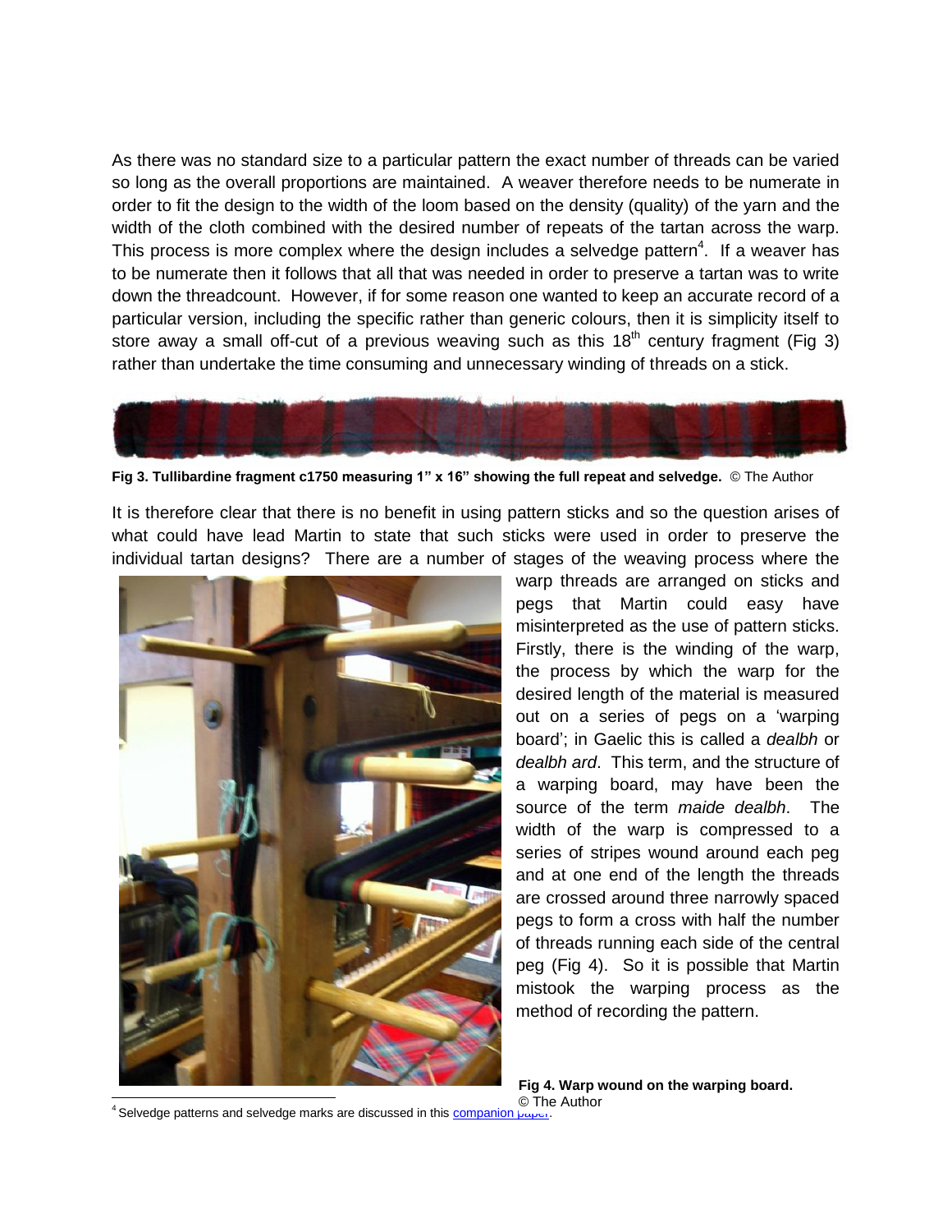As there was no standard size to a particular pattern the exact number of threads can be varied so long as the overall proportions are maintained. A weaver therefore needs to be numerate in order to fit the design to the width of the loom based on the density (quality) of the yarn and the width of the cloth combined with the desired number of repeats of the tartan across the warp. This process is more complex where the design includes a selvedge pattern[4]. If a weaver has to be numerate then it follows that all that was needed in order to preserve a tartan was to write down the threadcount. However, if for some reason one wanted to keep an accurate record of a particular version, including the specific rather than generic colours, then it is simplicity itself to store away a small off-cut of a previous weaving such as this 18th century fragment (Fig 3) rather than undertake the time consuming and unnecessary winding of threads on a stick.

**Fig 3. Tullibardine fragment c1750 measuring 1" x 16" showing the full repeat and selvedge.** © The Author

It is therefore clear that there is no benefit in using pattern sticks and so the question arises of what could have lead Martin to state that such sticks were used in order to preserve the individual tartan designs? There are a number of stages of the weaving process where the warp threads are arranged on sticks and pegs that Martin could easy have misinterpreted as the use of pattern sticks. Firstly, there is the winding of the warp, the process by which the warp for the desired length of the material is measured out on a series of pegs on a 'warping board'; in Gaelic this is called a *dealbh* or *dealbh ard*. This term, and the structure of a warping board, may have been the source of the term *maide dealbh*. The width of the warp is compressed to a series of stripes wound around each peg and at one end of the length the threads are crossed around three narrowly spaced pegs to form a cross with half the number of threads running each side of the central peg (Fig 4). So it is possible that Martin mistook the warping process as the method of recording the pattern.

**Fig 4. Warp wound on the warping board.** © The Author

[4] Selvedge patterns and selvedge marks are discussed in this companion paper.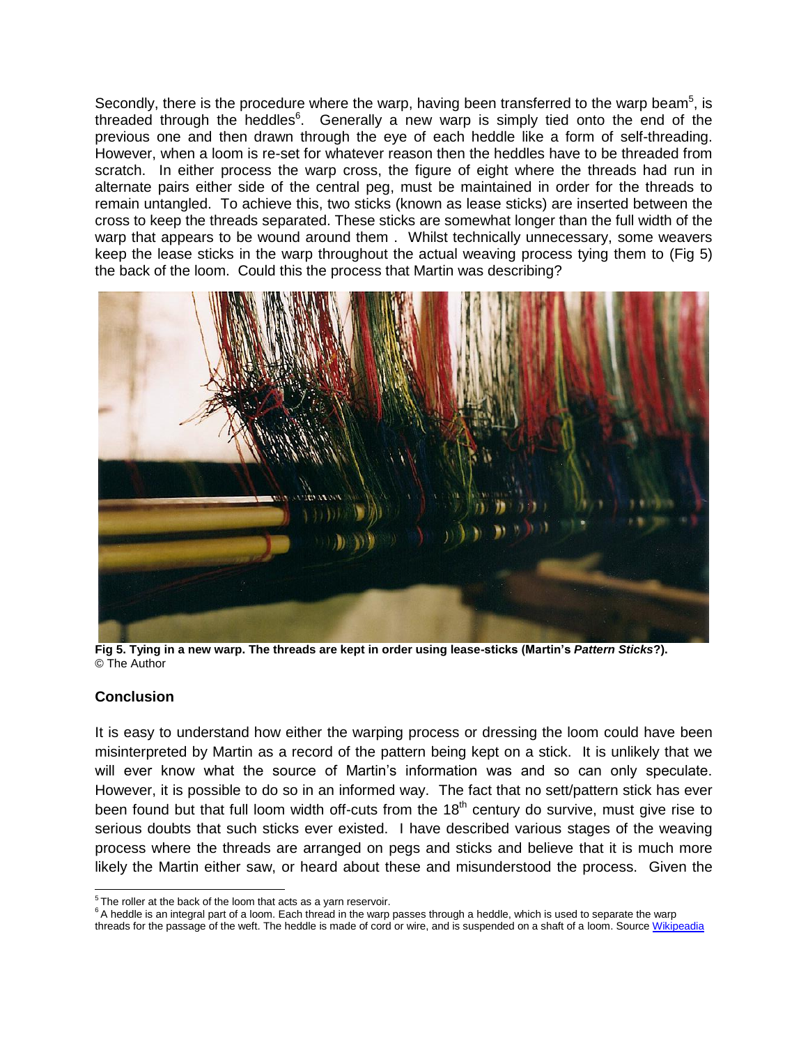Secondly, there is the procedure where the warp, having been transferred to the warp beam[5], is threaded through the heddles[6]. Generally a new warp is simply tied onto the end of the previous one and then drawn through the eye of each heddle like a form of self-threading. However, when a loom is re-set for whatever reason then the heddles have to be threaded from scratch. In either process the warp cross, the figure of eight where the threads had run in alternate pairs either side of the central peg, must be maintained in order for the threads to remain untangled. To achieve this, two sticks (known as lease sticks) are inserted between the cross to keep the threads separated. These sticks are somewhat longer than the full width of the warp that appears to be wound around them . Whilst technically unnecessary, some weavers keep the lease sticks in the warp throughout the actual weaving process tying them to (Fig 5) the back of the loom. Could this the process that Martin was describing?

**Fig 5. Tying in a new warp. The threads are kept in order using lease-sticks (Martin's *Pattern Sticks*?).**
© The Author

## Conclusion

It is easy to understand how either the warping process or dressing the loom could have been misinterpreted by Martin as a record of the pattern being kept on a stick. It is unlikely that we will ever know what the source of Martin's information was and so can only speculate. However, it is possible to do so in an informed way. The fact that no sett/pattern stick has ever been found but that full loom width off-cuts from the 18th century do survive, must give rise to serious doubts that such sticks ever existed. I have described various stages of the weaving process where the threads are arranged on pegs and sticks and believe that it is much more likely the Martin either saw, or heard about these and misunderstood the process. Given the

---

[5] The roller at the back of the loom that acts as a yarn reservoir.

[6] A heddle is an integral part of a loom. Each thread in the warp passes through a heddle, which is used to separate the warp threads for the passage of the weft. The heddle is made of cord or wire, and is suspended on a shaft of a loom. Source [Wikipeadia]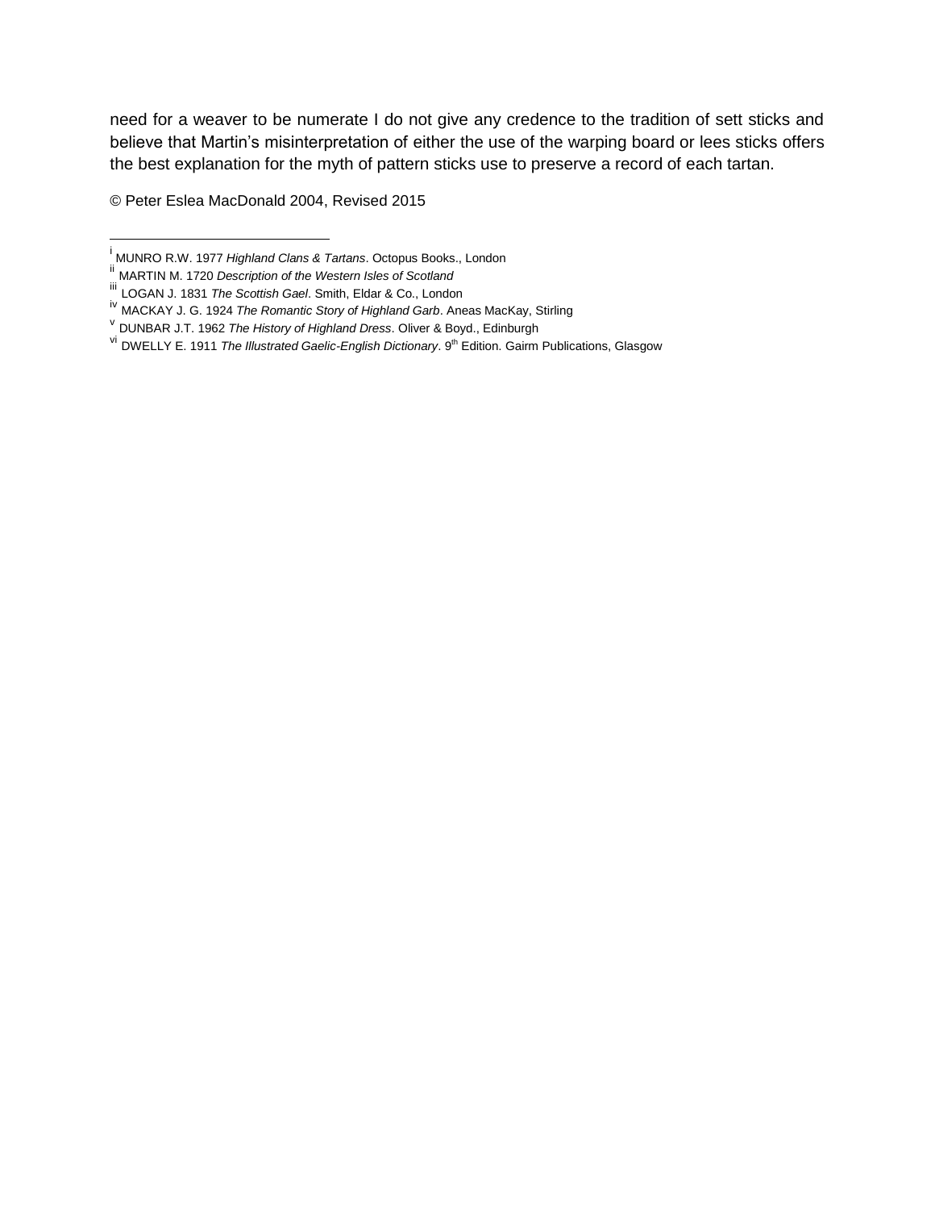need for a weaver to be numerate I do not give any credence to the tradition of sett sticks and believe that Martin's misinterpretation of either the use of the warping board or lees sticks offers the best explanation for the myth of pattern sticks use to preserve a record of each tartan.

© Peter Eslea MacDonald 2004, Revised 2015

---

[i] MUNRO R.W. 1977 *Highland Clans & Tartans*. Octopus Books., London

[ii] MARTIN M. 1720 *Description of the Western Isles of Scotland*

[iii] LOGAN J. 1831 *The Scottish Gael*. Smith, Eldar & Co., London

[iv] MACKAY J. G. 1924 *The Romantic Story of Highland Garb*. Aneas MacKay, Stirling

[v] DUNBAR J.T. 1962 *The History of Highland Dress*. Oliver & Boyd., Edinburgh

[vi] DWELLY E. 1911 *The Illustrated Gaelic-English Dictionary*. 9th Edition. Gairm Publications, Glasgow